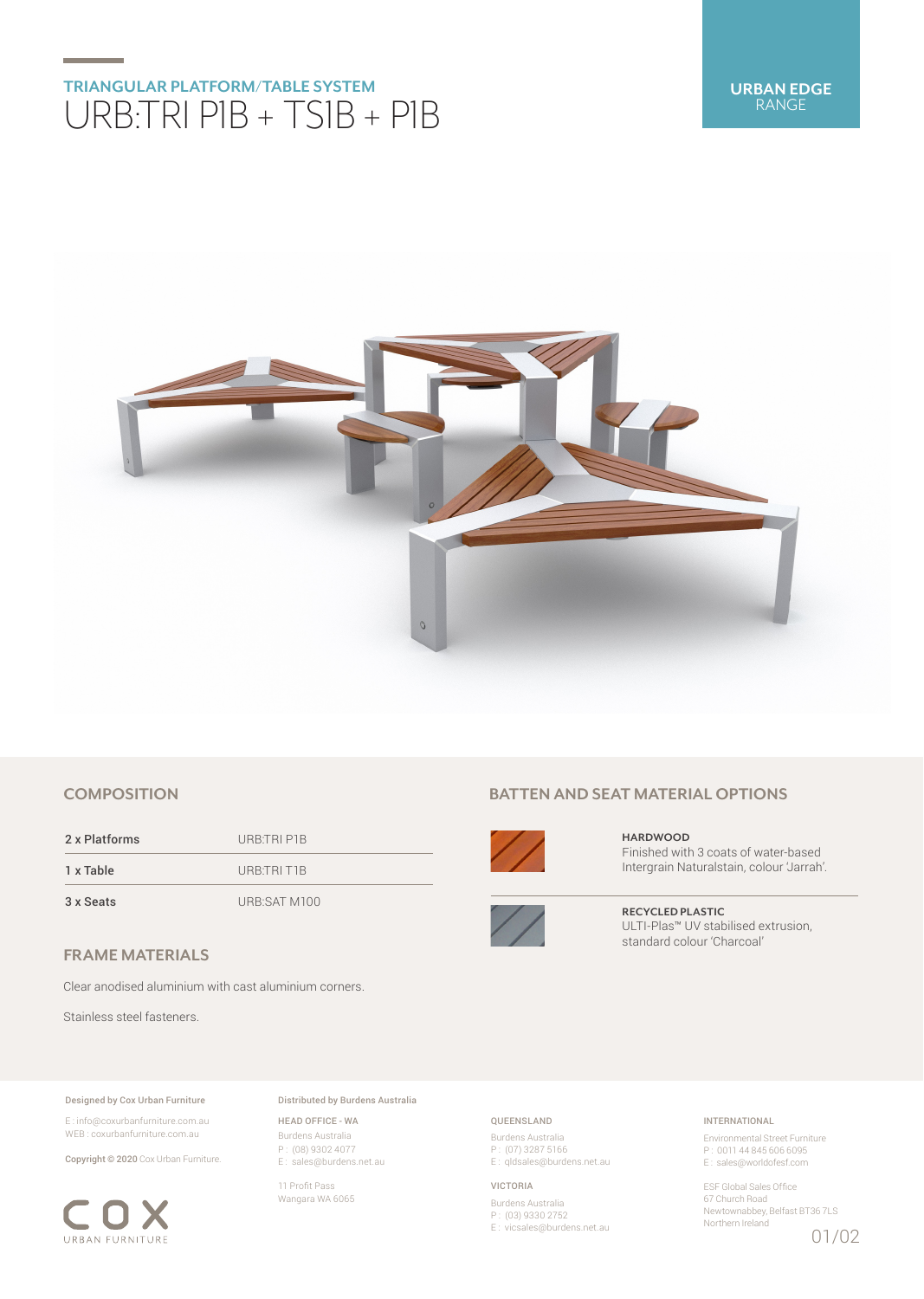URBAN EDGE RANGE

## TRIANGULAR PLATFORM/TABLE SYSTEM

# URB:TRI P1B + TS1B + P1B

## COMPOSITION

| | |
|---|---|
| 2 x Platforms | URB:TRI P1B |
| 1 x Table | URB:TRI T1B |
| 3 x Seats | URB:SAT M100 |

## FRAME MATERIALS

Clear anodised aluminium with cast aluminium corners.

Stainless steel fasteners.

## BATTEN AND SEAT MATERIAL OPTIONS

**HARDWOOD**
Finished with 3 coats of water-based Intergrain Naturalstain, colour 'Jarrah'.

**RECYCLED PLASTIC**
ULTI-Plas™ UV stabilised extrusion, standard colour 'Charcoal'

**Designed by Cox Urban Furniture**

E : info@coxurbanfurniture.com.au
WEB : coxurbanfurniture.com.au

**Copyright © 2020** Cox Urban Furniture.

COX URBAN FURNITURE

**Distributed by Burdens Australia**

HEAD OFFICE - WA
Burdens Australia
P : (08) 9302 4077
E : sales@burdens.net.au

11 Profit Pass
Wangara WA 6065

QUEENSLAND
Burdens Australia
P : (07) 3287 5166
E : qldsales@burdens.net.au

VICTORIA
Burdens Australia
P : (03) 9330 2752
E : vicsales@burdens.net.au

INTERNATIONAL
Environmental Street Furniture
P : 0011 44 845 606 6095
E : sales@worldofesf.com

ESF Global Sales Office
67 Church Road
Newtownabbey, Belfast BT36 7LS
Northern Ireland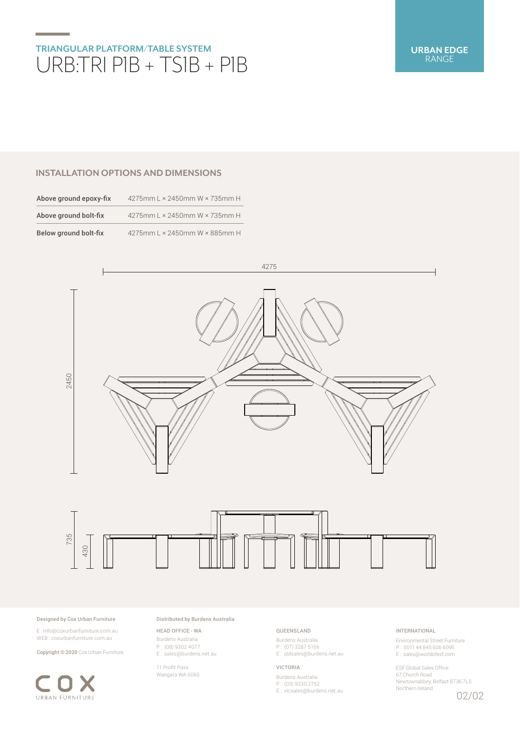## TRIANGULAR PLATFORM/TABLE SYSTEM

# URB:TRI P1B + TS1B + P1B

**URBAN EDGE** RANGE

## INSTALLATION OPTIONS AND DIMENSIONS

| | |
|---|---|
| **Above ground epoxy-fix** | 4275mm L × 2450mm W × 735mm H |
| **Above ground bolt-fix** | 4275mm L × 2450mm W × 735mm H |
| **Below ground bolt-fix** | 4275mm L × 2450mm W × 885mm H |

4275

2450

735

430

**Designed by Cox Urban Furniture**

E : info@coxurbanfurniture.com.au
WEB : coxurbanfurniture.com.au

**Copyright © 2020** Cox Urban Furniture.

COX URBAN FURNITURE

**Distributed by Burdens Australia**

HEAD OFFICE - WA
Burdens Australia
P : (08) 9302 4077
E : sales@burdens.net.au

11 Profit Pass
Wangara WA 6065

QUEENSLAND
Burdens Australia
P : (07) 3287 5166
E : qldsales@burdens.net.au

VICTORIA
Burdens Australia
P : (03) 9330 2752
E : vicsales@burdens.net.au

INTERNATIONAL
Environmental Street Furniture
P : 0011 44 845 606 6095
E : sales@worldofesf.com

ESF Global Sales Office
67 Church Road
Newtownabbey, Belfast BT36 7LS
Northern Ireland